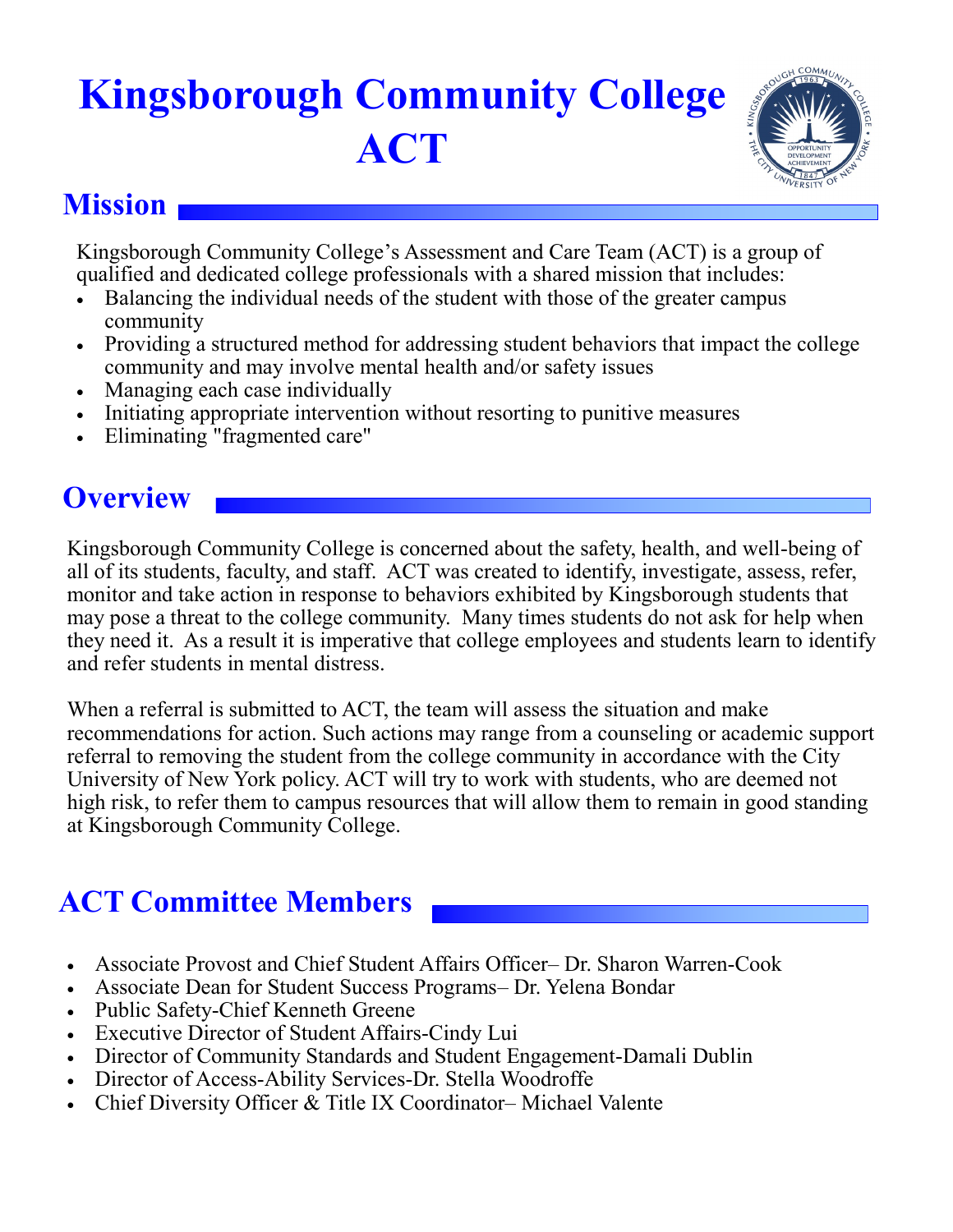# Kingsborough Community College ACT

## Mission

Kingsborough Community College's Assessment and Care Team (ACT) is a group of qualified and dedicated college professionals with a shared mission that includes:

- Balancing the individual needs of the student with those of the greater campus community
- Providing a structured method for addressing student behaviors that impact the college community and may involve mental health and/or safety issues
- Managing each case individually
- Initiating appropriate intervention without resorting to punitive measures
- Eliminating "fragmented care"

## Overview

Kingsborough Community College is concerned about the safety, health, and well-being of all of its students, faculty, and staff. ACT was created to identify, investigate, assess, refer, monitor and take action in response to behaviors exhibited by Kingsborough students that may pose a threat to the college community. Many times students do not ask for help when they need it. As a result it is imperative that college employees and students learn to identify and refer students in mental distress.

When a referral is submitted to ACT, the team will assess the situation and make recommendations for action. Such actions may range from a counseling or academic support referral to removing the student from the college community in accordance with the City University of New York policy. ACT will try to work with students, who are deemed not high risk, to refer them to campus resources that will allow them to remain in good standing at Kingsborough Community College.

## ACT Committee Members

- Associate Provost and Chief Student Affairs Officer– Dr. Sharon Warren-Cook
- Associate Dean for Student Success Programs– Dr. Yelena Bondar
- Public Safety-Chief Kenneth Greene
- Executive Director of Student Affairs-Cindy Lui
- Director of Community Standards and Student Engagement-Damali Dublin
- Director of Access-Ability Services-Dr. Stella Woodroffe
- Chief Diversity Officer & Title IX Coordinator– Michael Valente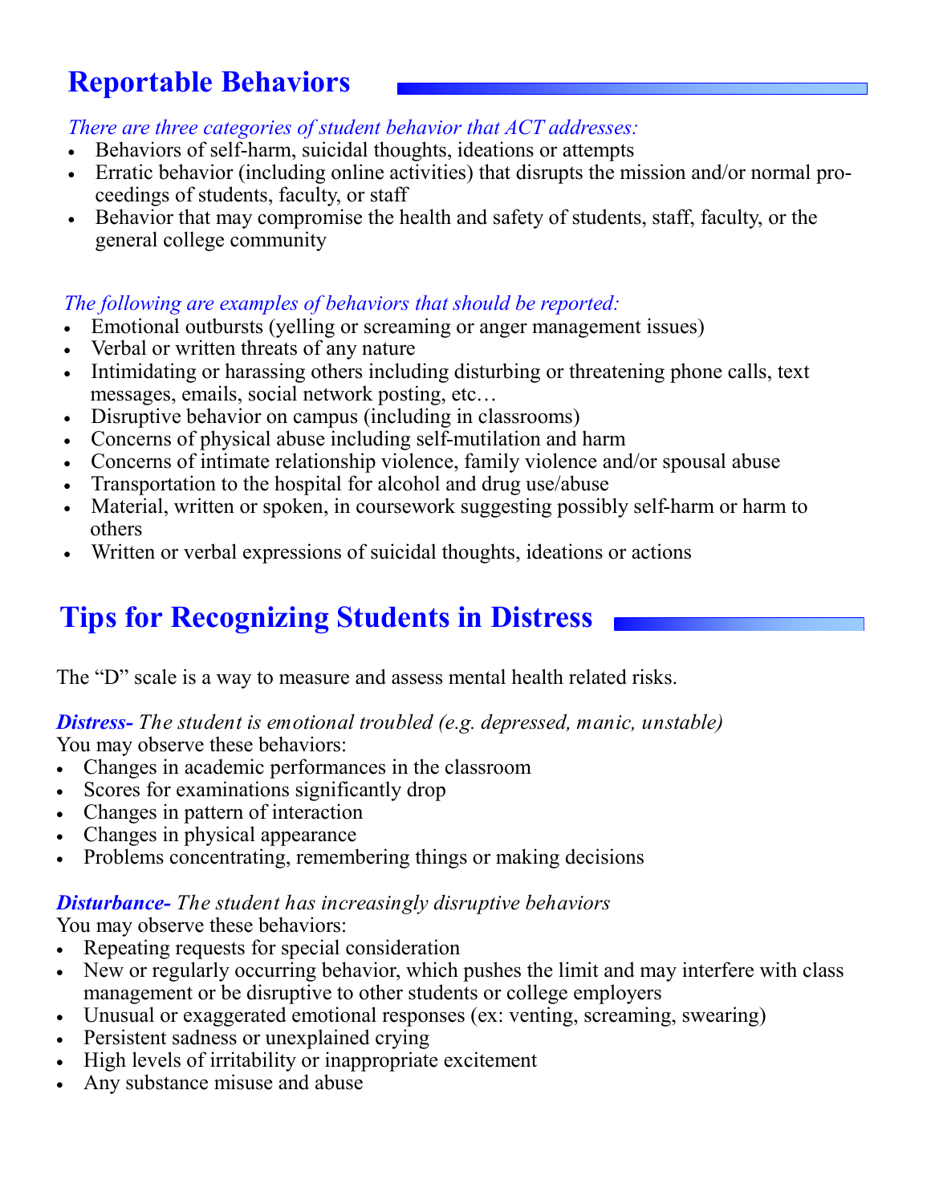## Reportable Behaviors

*There are three categories of student behavior that ACT addresses:*

- Behaviors of self-harm, suicidal thoughts, ideations or attempts
- Erratic behavior (including online activities) that disrupts the mission and/or normal proceedings of students, faculty, or staff
- Behavior that may compromise the health and safety of students, staff, faculty, or the general college community

*The following are examples of behaviors that should be reported:*

- Emotional outbursts (yelling or screaming or anger management issues)
- Verbal or written threats of any nature
- Intimidating or harassing others including disturbing or threatening phone calls, text messages, emails, social network posting, etc…
- Disruptive behavior on campus (including in classrooms)
- Concerns of physical abuse including self-mutilation and harm
- Concerns of intimate relationship violence, family violence and/or spousal abuse
- Transportation to the hospital for alcohol and drug use/abuse
- Material, written or spoken, in coursework suggesting possibly self-harm or harm to others
- Written or verbal expressions of suicidal thoughts, ideations or actions

## Tips for Recognizing Students in Distress

The "D" scale is a way to measure and assess mental health related risks.

***Distress-*** *The student is emotional troubled (e.g. depressed, manic, unstable)*

You may observe these behaviors:

- Changes in academic performances in the classroom
- Scores for examinations significantly drop
- Changes in pattern of interaction
- Changes in physical appearance
- Problems concentrating, remembering things or making decisions

***Disturbance-*** *The student has increasingly disruptive behaviors*

You may observe these behaviors:

- Repeating requests for special consideration
- New or regularly occurring behavior, which pushes the limit and may interfere with class management or be disruptive to other students or college employers
- Unusual or exaggerated emotional responses (ex: venting, screaming, swearing)
- Persistent sadness or unexplained crying
- High levels of irritability or inappropriate excitement
- Any substance misuse and abuse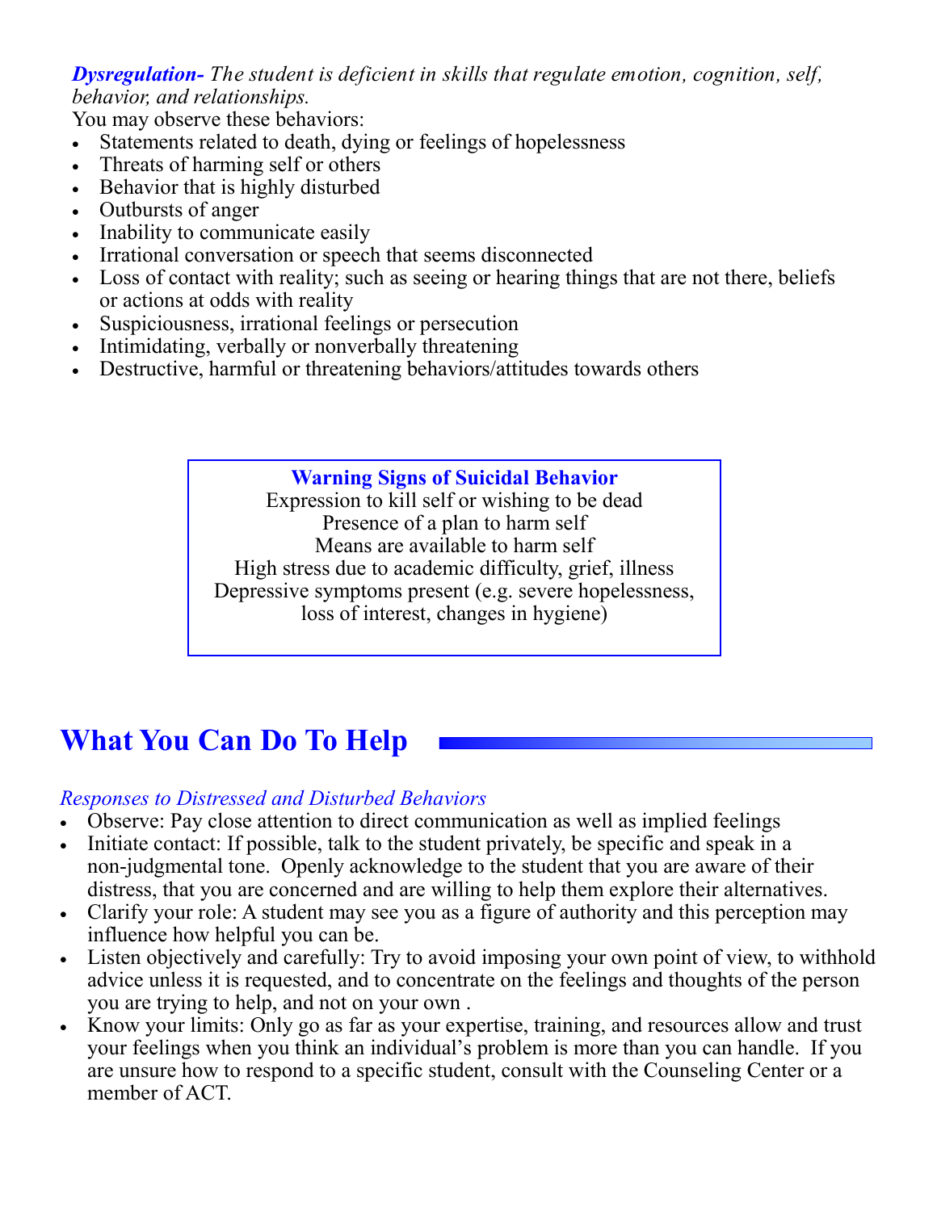***Dysregulation-*** *The student is deficient in skills that regulate emotion, cognition, self, behavior, and relationships.*

You may observe these behaviors:

- Statements related to death, dying or feelings of hopelessness
- Threats of harming self or others
- Behavior that is highly disturbed
- Outbursts of anger
- Inability to communicate easily
- Irrational conversation or speech that seems disconnected
- Loss of contact with reality; such as seeing or hearing things that are not there, beliefs or actions at odds with reality
- Suspiciousness, irrational feelings or persecution
- Intimidating, verbally or nonverbally threatening
- Destructive, harmful or threatening behaviors/attitudes towards others

**Warning Signs of Suicidal Behavior**

Expression to kill self or wishing to be dead
Presence of a plan to harm self
Means are available to harm self
High stress due to academic difficulty, grief, illness
Depressive symptoms present (e.g. severe hopelessness, loss of interest, changes in hygiene)

## What You Can Do To Help

*Responses to Distressed and Disturbed Behaviors*

- Observe: Pay close attention to direct communication as well as implied feelings
- Initiate contact: If possible, talk to the student privately, be specific and speak in a non-judgmental tone. Openly acknowledge to the student that you are aware of their distress, that you are concerned and are willing to help them explore their alternatives.
- Clarify your role: A student may see you as a figure of authority and this perception may influence how helpful you can be.
- Listen objectively and carefully: Try to avoid imposing your own point of view, to withhold advice unless it is requested, and to concentrate on the feelings and thoughts of the person you are trying to help, and not on your own .
- Know your limits: Only go as far as your expertise, training, and resources allow and trust your feelings when you think an individual's problem is more than you can handle. If you are unsure how to respond to a specific student, consult with the Counseling Center or a member of ACT.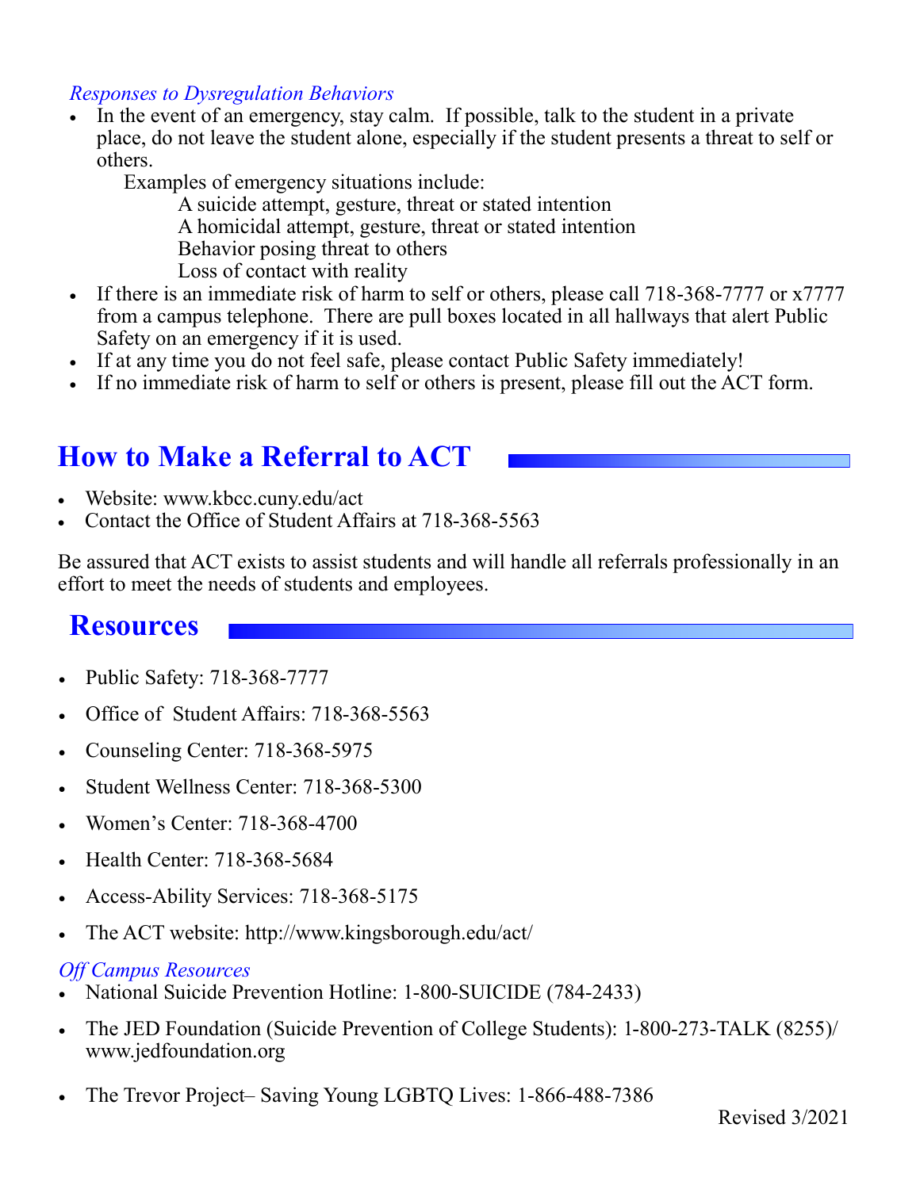*Responses to Dysregulation Behaviors*

- In the event of an emergency, stay calm. If possible, talk to the student in a private place, do not leave the student alone, especially if the student presents a threat to self or others.

  Examples of emergency situations include:

  - A suicide attempt, gesture, threat or stated intention
  - A homicidal attempt, gesture, threat or stated intention
  - Behavior posing threat to others
  - Loss of contact with reality
- If there is an immediate risk of harm to self or others, please call 718-368-7777 or x7777 from a campus telephone. There are pull boxes located in all hallways that alert Public Safety on an emergency if it is used.
- If at any time you do not feel safe, please contact Public Safety immediately!
- If no immediate risk of harm to self or others is present, please fill out the ACT form.

## How to Make a Referral to ACT

- Website: www.kbcc.cuny.edu/act
- Contact the Office of Student Affairs at 718-368-5563

Be assured that ACT exists to assist students and will handle all referrals professionally in an effort to meet the needs of students and employees.

## Resources

- Public Safety: 718-368-7777
- Office of Student Affairs: 718-368-5563
- Counseling Center: 718-368-5975
- Student Wellness Center: 718-368-5300
- Women's Center: 718-368-4700
- Health Center: 718-368-5684
- Access-Ability Services: 718-368-5175
- The ACT website: http://www.kingsborough.edu/act/

*Off Campus Resources*

- National Suicide Prevention Hotline: 1-800-SUICIDE (784-2433)
- The JED Foundation (Suicide Prevention of College Students): 1-800-273-TALK (8255)/ www.jedfoundation.org
- The Trevor Project– Saving Young LGBTQ Lives: 1-866-488-7386

Revised 3/2021